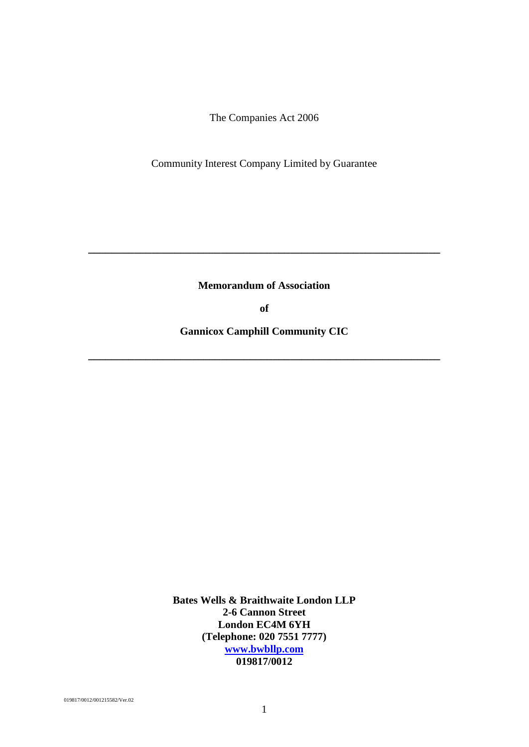The Companies Act 2006

Community Interest Company Limited by Guarantee

---

**Memorandum of Association**

**of**

**Gannicox Camphill Community CIC**

---

**Bates Wells & Braithwaite London LLP**
**2-6 Cannon Street**
**London EC4M 6YH**
**(Telephone: 020 7551 7777)**
**[www.bwbllp.com](http://www.bwbllp.com)**
**019817/0012**

019817/0012/001215582/Ver.02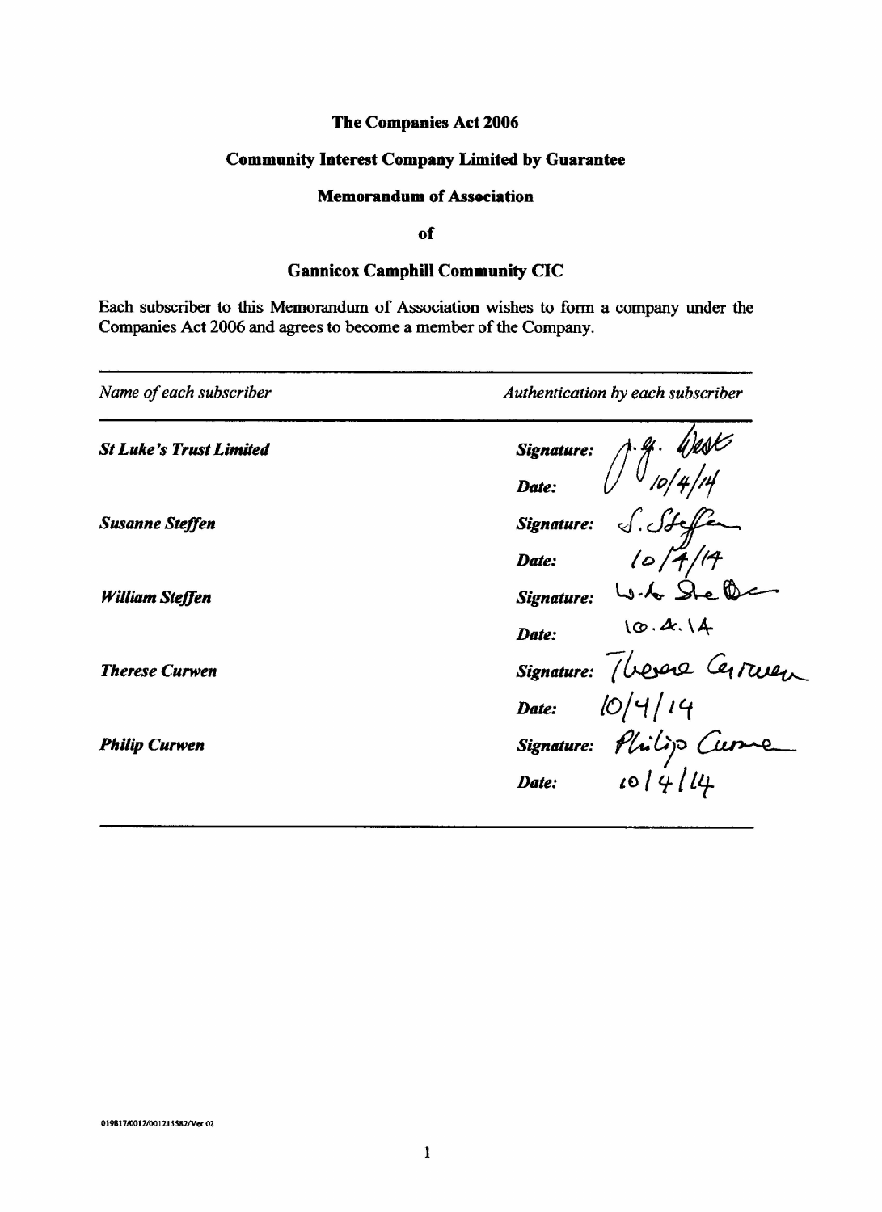**The Companies Act 2006**

**Community Interest Company Limited by Guarantee**

**Memorandum of Association**

**of**

**Gannicox Camphill Community CIC**

Each subscriber to this Memorandum of Association wishes to form a company under the Companies Act 2006 and agrees to become a member of the Company.

| *Name of each subscriber* | *Authentication by each subscriber* |
| --- | --- |
| ***St Luke's Trust Limited*** | ***Signature:*** A. G. West |
| | ***Date:*** 10/4/14 |
| ***Susanne Steffen*** | ***Signature:*** S. Steffen |
| | ***Date:*** 10/4/14 |
| ***William Steffen*** | ***Signature:*** W. L. Steffen |
| | ***Date:*** 10.4.14 |
| ***Therese Curwen*** | ***Signature:*** Therese Curwen |
| | ***Date:*** 10/4/14 |
| ***Philip Curwen*** | ***Signature:*** Philip Curwen |
| | ***Date:*** 10/4/14 |

019817/0012/001215582/Ver.02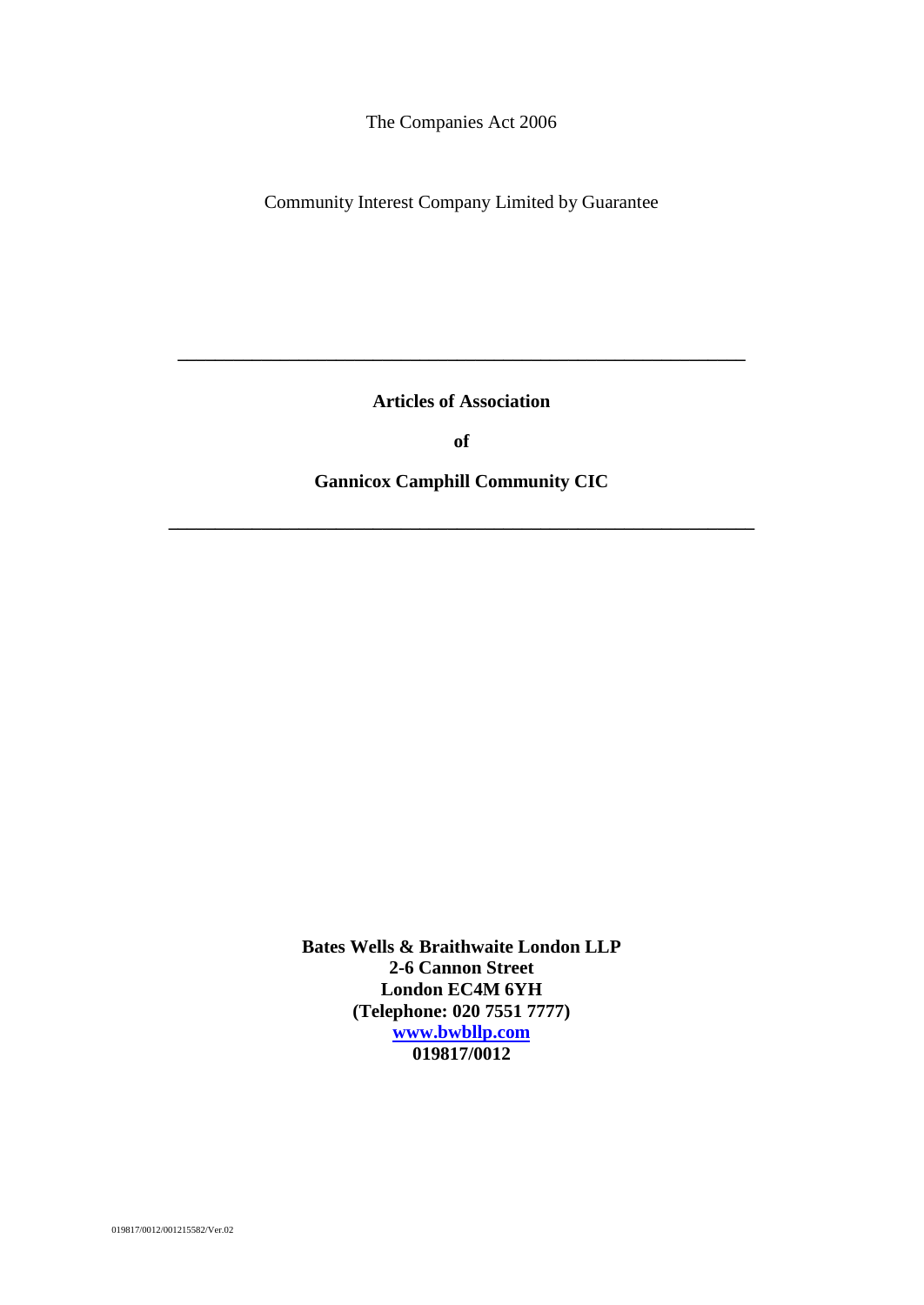The Companies Act 2006

Community Interest Company Limited by Guarantee

---

**Articles of Association**

**of**

**Gannicox Camphill Community CIC**

---

**Bates Wells & Braithwaite London LLP**
**2-6 Cannon Street**
**London EC4M 6YH**
**(Telephone: 020 7551 7777)**
**[www.bwbllp.com](http://www.bwbllp.com)**
**019817/0012**

019817/0012/001215582/Ver.02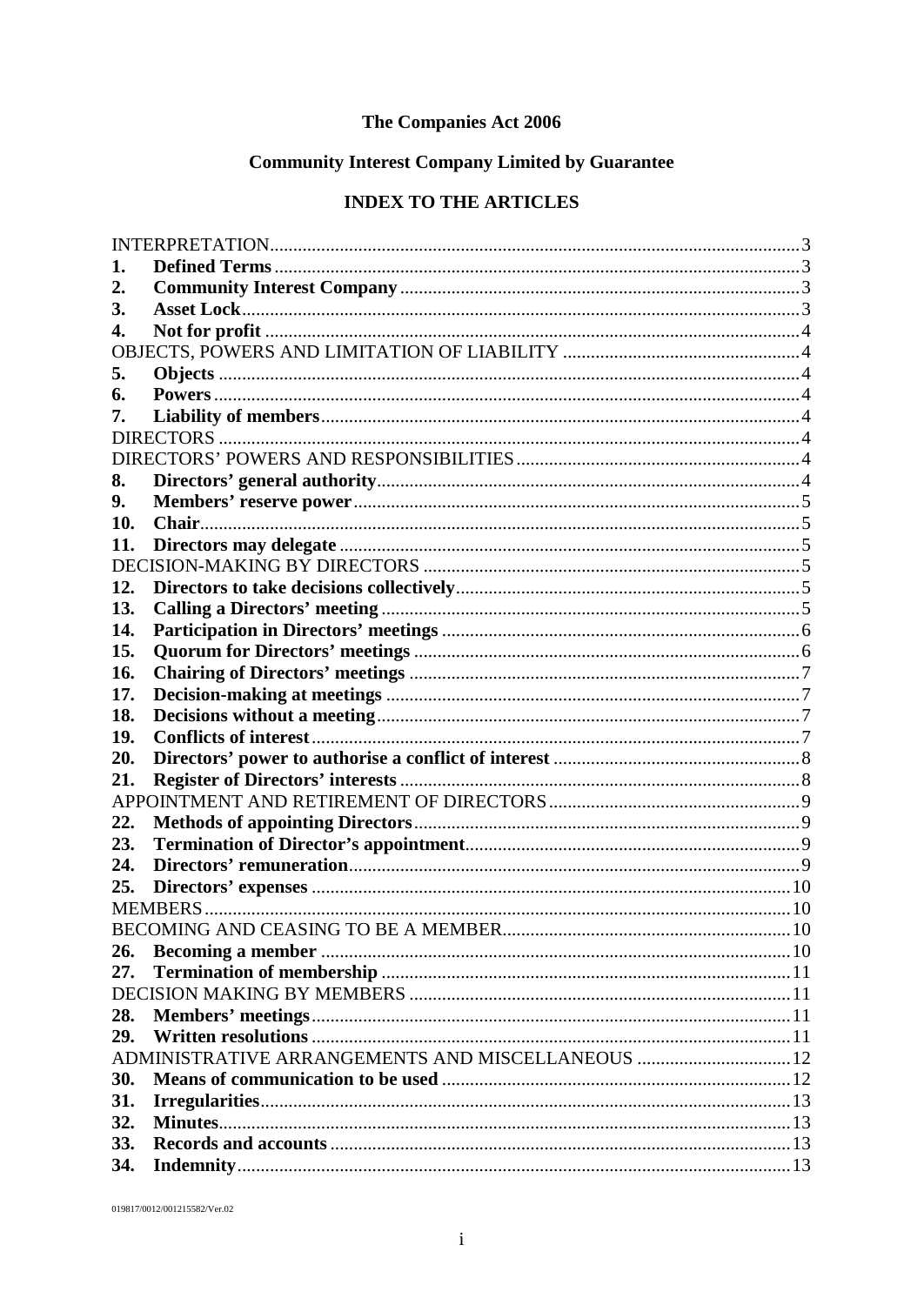**The Companies Act 2006**

**Community Interest Company Limited by Guarantee**

**INDEX TO THE ARTICLES**

| | | |
|---|---|---|
| INTERPRETATION | | 3 |
| **1.** | **Defined Terms** | 3 |
| **2.** | **Community Interest Company** | 3 |
| **3.** | **Asset Lock** | 3 |
| **4.** | **Not for profit** | 4 |
| OBJECTS, POWERS AND LIMITATION OF LIABILITY | | 4 |
| **5.** | **Objects** | 4 |
| **6.** | **Powers** | 4 |
| **7.** | **Liability of members** | 4 |
| DIRECTORS | | 4 |
| DIRECTORS' POWERS AND RESPONSIBILITIES | | 4 |
| **8.** | **Directors' general authority** | 4 |
| **9.** | **Members' reserve power** | 5 |
| **10.** | **Chair** | 5 |
| **11.** | **Directors may delegate** | 5 |
| DECISION-MAKING BY DIRECTORS | | 5 |
| **12.** | **Directors to take decisions collectively** | 5 |
| **13.** | **Calling a Directors' meeting** | 5 |
| **14.** | **Participation in Directors' meetings** | 6 |
| **15.** | **Quorum for Directors' meetings** | 6 |
| **16.** | **Chairing of Directors' meetings** | 7 |
| **17.** | **Decision-making at meetings** | 7 |
| **18.** | **Decisions without a meeting** | 7 |
| **19.** | **Conflicts of interest** | 7 |
| **20.** | **Directors' power to authorise a conflict of interest** | 8 |
| **21.** | **Register of Directors' interests** | 8 |
| APPOINTMENT AND RETIREMENT OF DIRECTORS | | 9 |
| **22.** | **Methods of appointing Directors** | 9 |
| **23.** | **Termination of Director's appointment** | 9 |
| **24.** | **Directors' remuneration** | 9 |
| **25.** | **Directors' expenses** | 10 |
| MEMBERS | | 10 |
| BECOMING AND CEASING TO BE A MEMBER | | 10 |
| **26.** | **Becoming a member** | 10 |
| **27.** | **Termination of membership** | 11 |
| DECISION MAKING BY MEMBERS | | 11 |
| **28.** | **Members' meetings** | 11 |
| **29.** | **Written resolutions** | 11 |
| ADMINISTRATIVE ARRANGEMENTS AND MISCELLANEOUS | | 12 |
| **30.** | **Means of communication to be used** | 12 |
| **31.** | **Irregularities** | 13 |
| **32.** | **Minutes** | 13 |
| **33.** | **Records and accounts** | 13 |
| **34.** | **Indemnity** | 13 |

019817/0012/001215582/Ver.02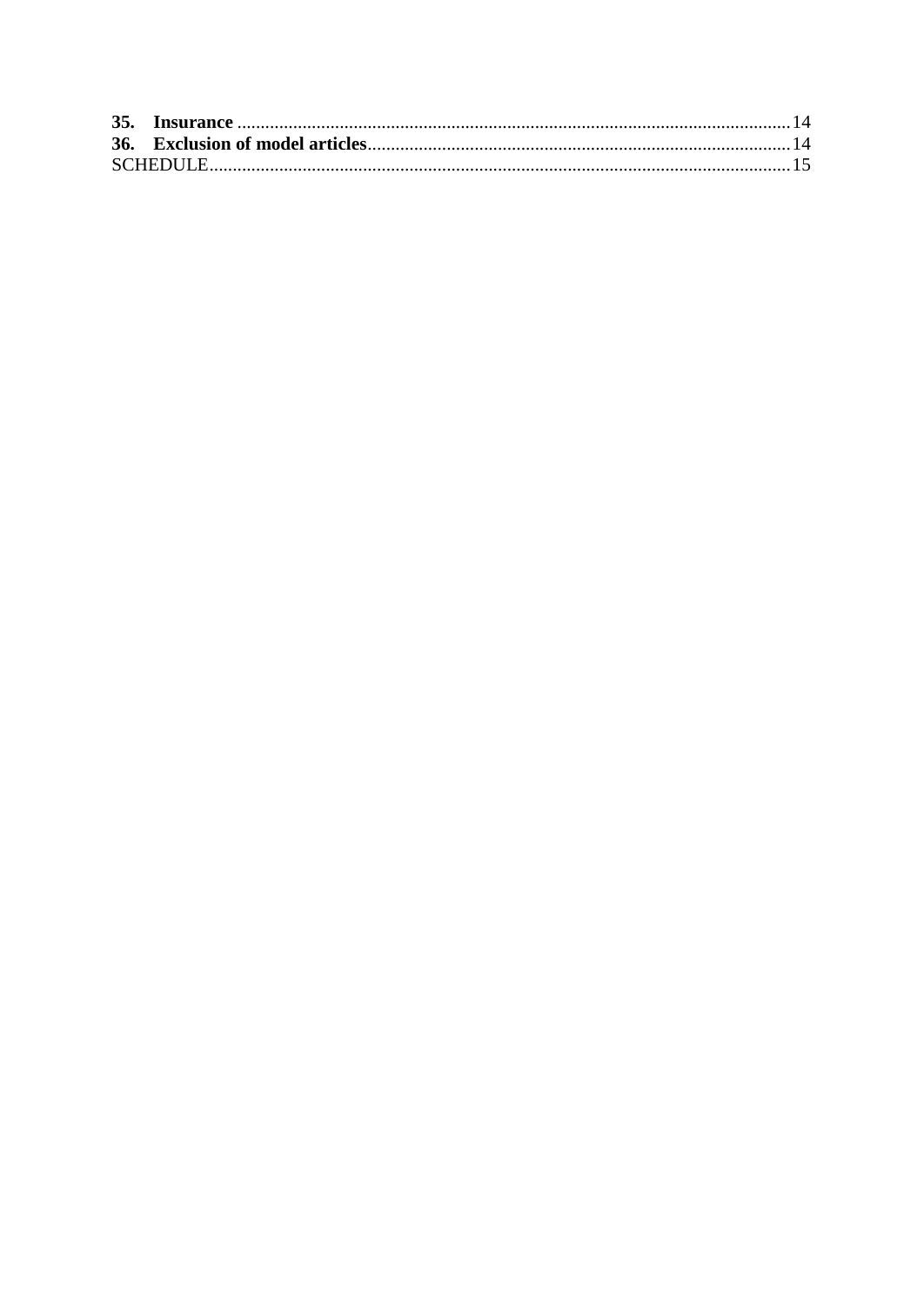**35. Insurance** ........................................................................................................ 14
**36. Exclusion of model articles** ............................................................................ 14
SCHEDULE ............................................................................................................... 15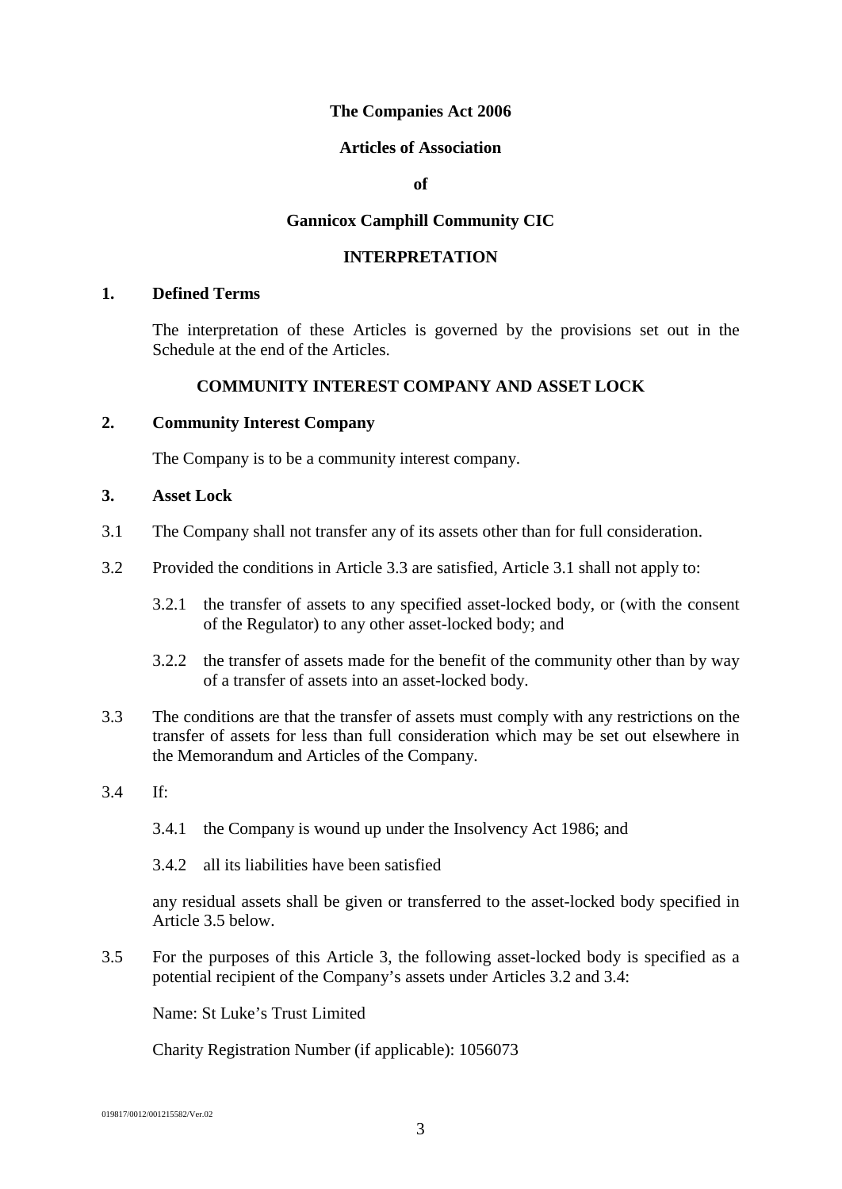**The Companies Act 2006**

**Articles of Association**

**of**

**Gannicox Camphill Community CIC**

## INTERPRETATION

### 1. Defined Terms

The interpretation of these Articles is governed by the provisions set out in the Schedule at the end of the Articles.

## COMMUNITY INTEREST COMPANY AND ASSET LOCK

### 2. Community Interest Company

The Company is to be a community interest company.

### 3. Asset Lock

3.1 The Company shall not transfer any of its assets other than for full consideration.

3.2 Provided the conditions in Article 3.3 are satisfied, Article 3.1 shall not apply to:

3.2.1 the transfer of assets to any specified asset-locked body, or (with the consent of the Regulator) to any other asset-locked body; and

3.2.2 the transfer of assets made for the benefit of the community other than by way of a transfer of assets into an asset-locked body.

3.3 The conditions are that the transfer of assets must comply with any restrictions on the transfer of assets for less than full consideration which may be set out elsewhere in the Memorandum and Articles of the Company.

3.4 If:

3.4.1 the Company is wound up under the Insolvency Act 1986; and

3.4.2 all its liabilities have been satisfied

any residual assets shall be given or transferred to the asset-locked body specified in Article 3.5 below.

3.5 For the purposes of this Article 3, the following asset-locked body is specified as a potential recipient of the Company's assets under Articles 3.2 and 3.4:

Name: St Luke's Trust Limited

Charity Registration Number (if applicable): 1056073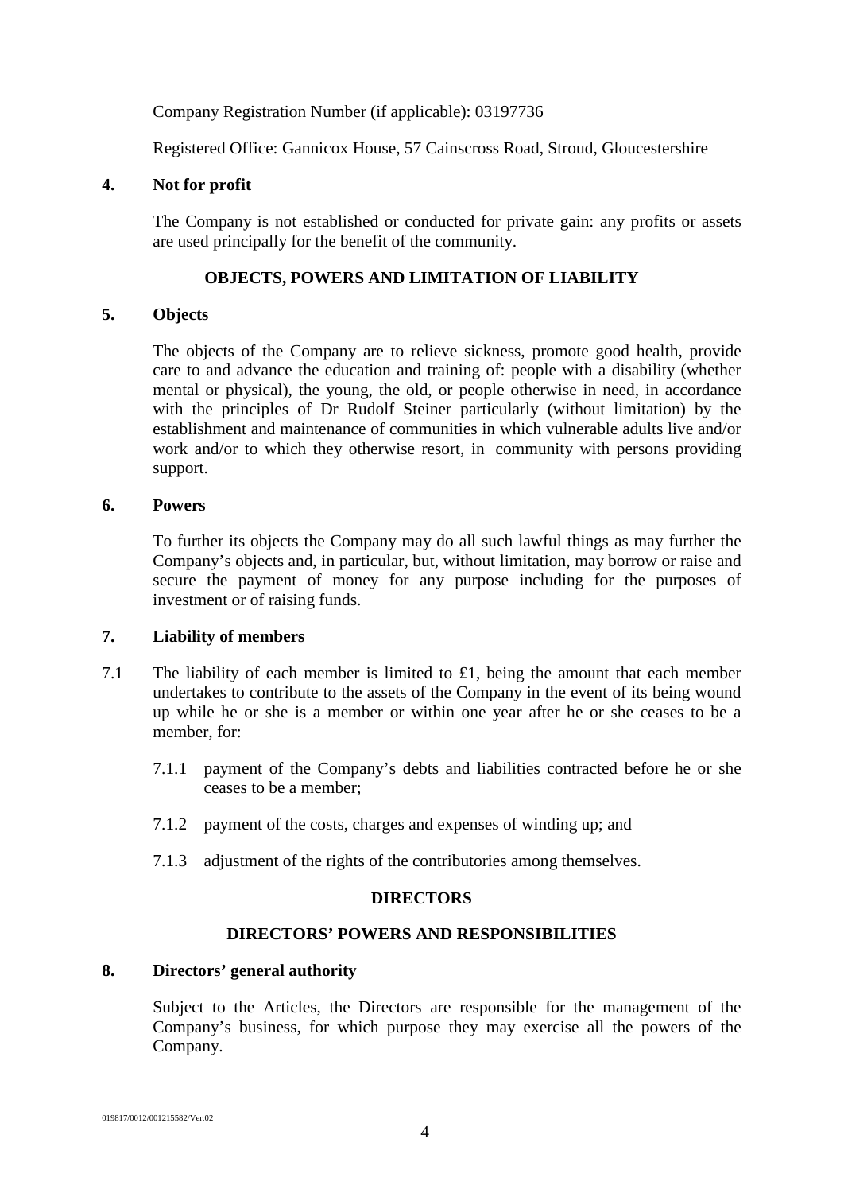Company Registration Number (if applicable): 03197736

Registered Office: Gannicox House, 57 Cainscross Road, Stroud, Gloucestershire

**4. Not for profit**

The Company is not established or conducted for private gain: any profits or assets are used principally for the benefit of the community.

## OBJECTS, POWERS AND LIMITATION OF LIABILITY

**5. Objects**

The objects of the Company are to relieve sickness, promote good health, provide care to and advance the education and training of: people with a disability (whether mental or physical), the young, the old, or people otherwise in need, in accordance with the principles of Dr Rudolf Steiner particularly (without limitation) by the establishment and maintenance of communities in which vulnerable adults live and/or work and/or to which they otherwise resort, in community with persons providing support.

**6. Powers**

To further its objects the Company may do all such lawful things as may further the Company's objects and, in particular, but, without limitation, may borrow or raise and secure the payment of money for any purpose including for the purposes of investment or of raising funds.

**7. Liability of members**

7.1 The liability of each member is limited to £1, being the amount that each member undertakes to contribute to the assets of the Company in the event of its being wound up while he or she is a member or within one year after he or she ceases to be a member, for:

7.1.1 payment of the Company's debts and liabilities contracted before he or she ceases to be a member;

7.1.2 payment of the costs, charges and expenses of winding up; and

7.1.3 adjustment of the rights of the contributories among themselves.

## DIRECTORS

## DIRECTORS' POWERS AND RESPONSIBILITIES

**8. Directors' general authority**

Subject to the Articles, the Directors are responsible for the management of the Company's business, for which purpose they may exercise all the powers of the Company.

019817/0012/001215582/Ver.02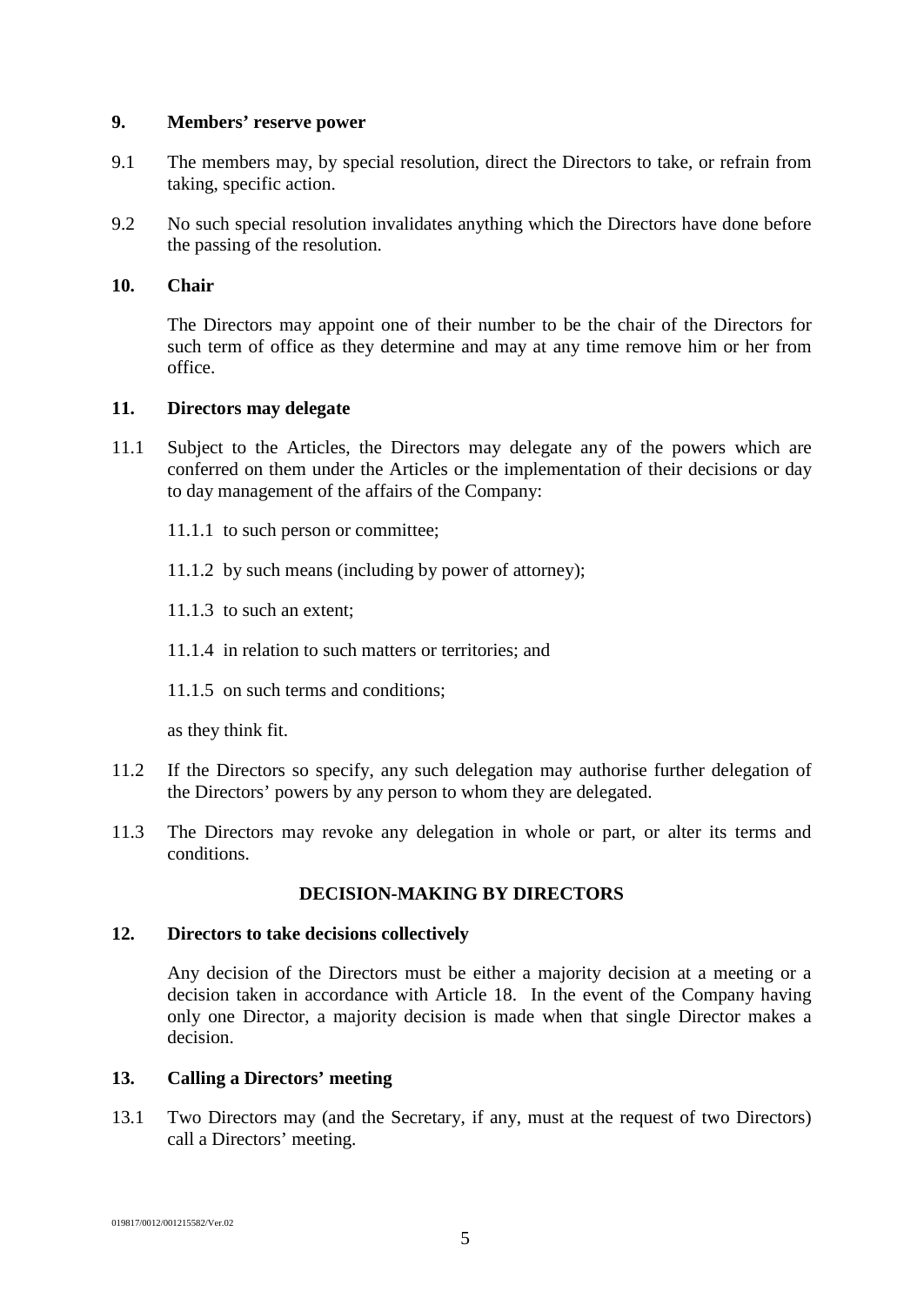**9. Members' reserve power**

9.1 The members may, by special resolution, direct the Directors to take, or refrain from taking, specific action.

9.2 No such special resolution invalidates anything which the Directors have done before the passing of the resolution.

**10. Chair**

The Directors may appoint one of their number to be the chair of the Directors for such term of office as they determine and may at any time remove him or her from office.

**11. Directors may delegate**

11.1 Subject to the Articles, the Directors may delegate any of the powers which are conferred on them under the Articles or the implementation of their decisions or day to day management of the affairs of the Company:

11.1.1 to such person or committee;

11.1.2 by such means (including by power of attorney);

11.1.3 to such an extent;

11.1.4 in relation to such matters or territories; and

11.1.5 on such terms and conditions;

as they think fit.

11.2 If the Directors so specify, any such delegation may authorise further delegation of the Directors' powers by any person to whom they are delegated.

11.3 The Directors may revoke any delegation in whole or part, or alter its terms and conditions.

## DECISION-MAKING BY DIRECTORS

**12. Directors to take decisions collectively**

Any decision of the Directors must be either a majority decision at a meeting or a decision taken in accordance with Article 18. In the event of the Company having only one Director, a majority decision is made when that single Director makes a decision.

**13. Calling a Directors' meeting**

13.1 Two Directors may (and the Secretary, if any, must at the request of two Directors) call a Directors' meeting.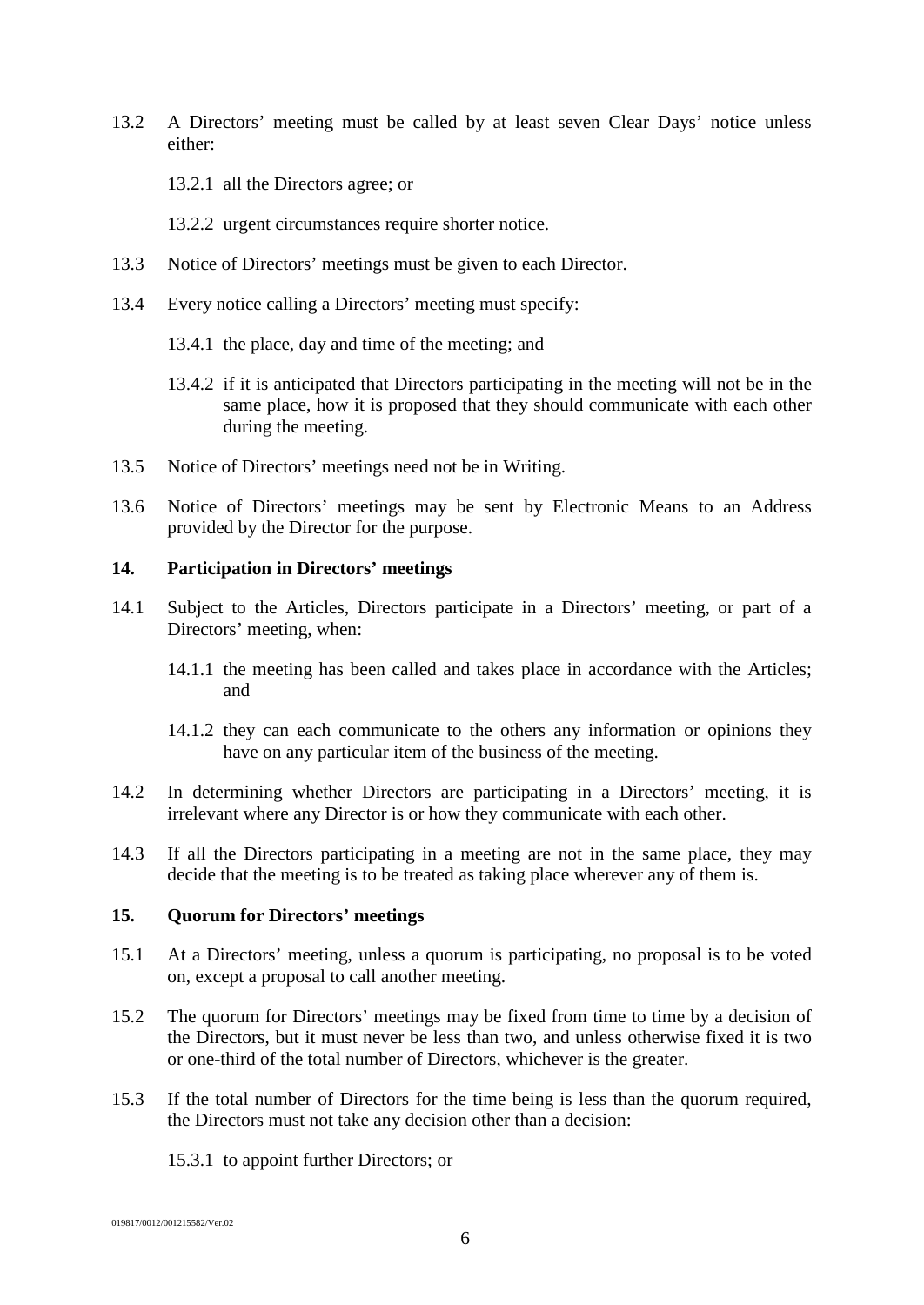13.2 A Directors' meeting must be called by at least seven Clear Days' notice unless either:

13.2.1 all the Directors agree; or

13.2.2 urgent circumstances require shorter notice.

13.3 Notice of Directors' meetings must be given to each Director.

13.4 Every notice calling a Directors' meeting must specify:

13.4.1 the place, day and time of the meeting; and

13.4.2 if it is anticipated that Directors participating in the meeting will not be in the same place, how it is proposed that they should communicate with each other during the meeting.

13.5 Notice of Directors' meetings need not be in Writing.

13.6 Notice of Directors' meetings may be sent by Electronic Means to an Address provided by the Director for the purpose.

### 14. Participation in Directors' meetings

14.1 Subject to the Articles, Directors participate in a Directors' meeting, or part of a Directors' meeting, when:

14.1.1 the meeting has been called and takes place in accordance with the Articles; and

14.1.2 they can each communicate to the others any information or opinions they have on any particular item of the business of the meeting.

14.2 In determining whether Directors are participating in a Directors' meeting, it is irrelevant where any Director is or how they communicate with each other.

14.3 If all the Directors participating in a meeting are not in the same place, they may decide that the meeting is to be treated as taking place wherever any of them is.

### 15. Quorum for Directors' meetings

15.1 At a Directors' meeting, unless a quorum is participating, no proposal is to be voted on, except a proposal to call another meeting.

15.2 The quorum for Directors' meetings may be fixed from time to time by a decision of the Directors, but it must never be less than two, and unless otherwise fixed it is two or one-third of the total number of Directors, whichever is the greater.

15.3 If the total number of Directors for the time being is less than the quorum required, the Directors must not take any decision other than a decision:

15.3.1 to appoint further Directors; or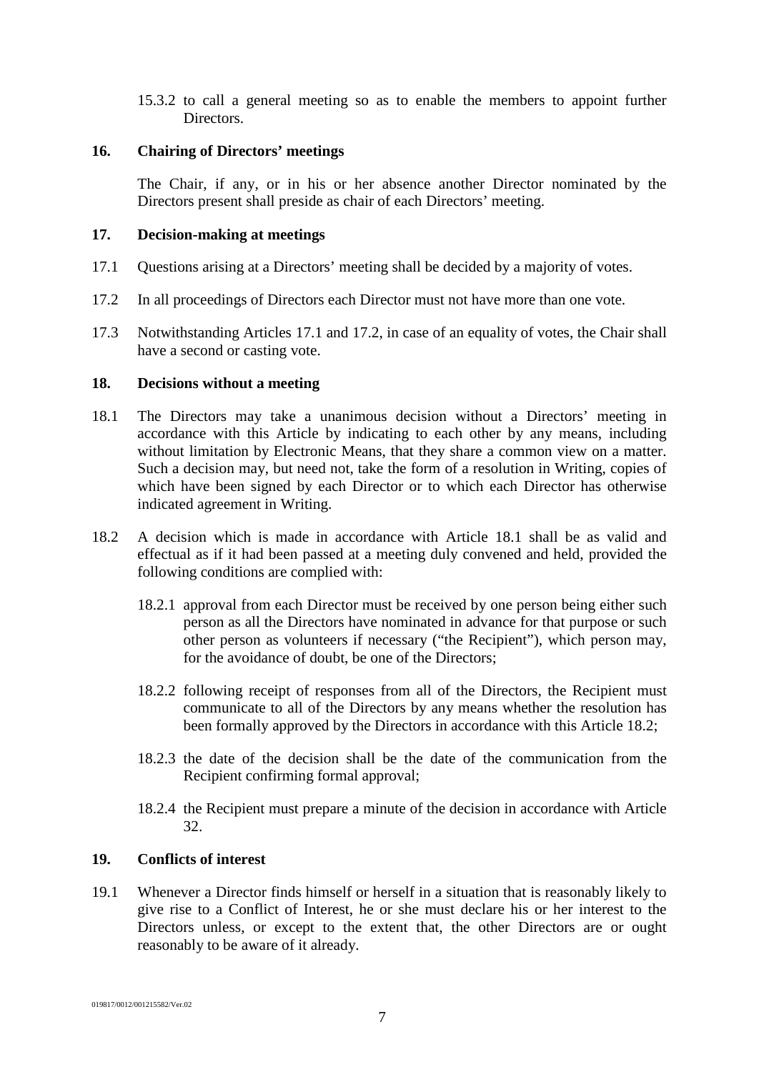15.3.2 to call a general meeting so as to enable the members to appoint further Directors.

## 16. Chairing of Directors' meetings

The Chair, if any, or in his or her absence another Director nominated by the Directors present shall preside as chair of each Directors' meeting.

## 17. Decision-making at meetings

17.1 Questions arising at a Directors' meeting shall be decided by a majority of votes.

17.2 In all proceedings of Directors each Director must not have more than one vote.

17.3 Notwithstanding Articles 17.1 and 17.2, in case of an equality of votes, the Chair shall have a second or casting vote.

## 18. Decisions without a meeting

18.1 The Directors may take a unanimous decision without a Directors' meeting in accordance with this Article by indicating to each other by any means, including without limitation by Electronic Means, that they share a common view on a matter. Such a decision may, but need not, take the form of a resolution in Writing, copies of which have been signed by each Director or to which each Director has otherwise indicated agreement in Writing.

18.2 A decision which is made in accordance with Article 18.1 shall be as valid and effectual as if it had been passed at a meeting duly convened and held, provided the following conditions are complied with:

18.2.1 approval from each Director must be received by one person being either such person as all the Directors have nominated in advance for that purpose or such other person as volunteers if necessary ("the Recipient"), which person may, for the avoidance of doubt, be one of the Directors;

18.2.2 following receipt of responses from all of the Directors, the Recipient must communicate to all of the Directors by any means whether the resolution has been formally approved by the Directors in accordance with this Article 18.2;

18.2.3 the date of the decision shall be the date of the communication from the Recipient confirming formal approval;

18.2.4 the Recipient must prepare a minute of the decision in accordance with Article 32.

## 19. Conflicts of interest

19.1 Whenever a Director finds himself or herself in a situation that is reasonably likely to give rise to a Conflict of Interest, he or she must declare his or her interest to the Directors unless, or except to the extent that, the other Directors are or ought reasonably to be aware of it already.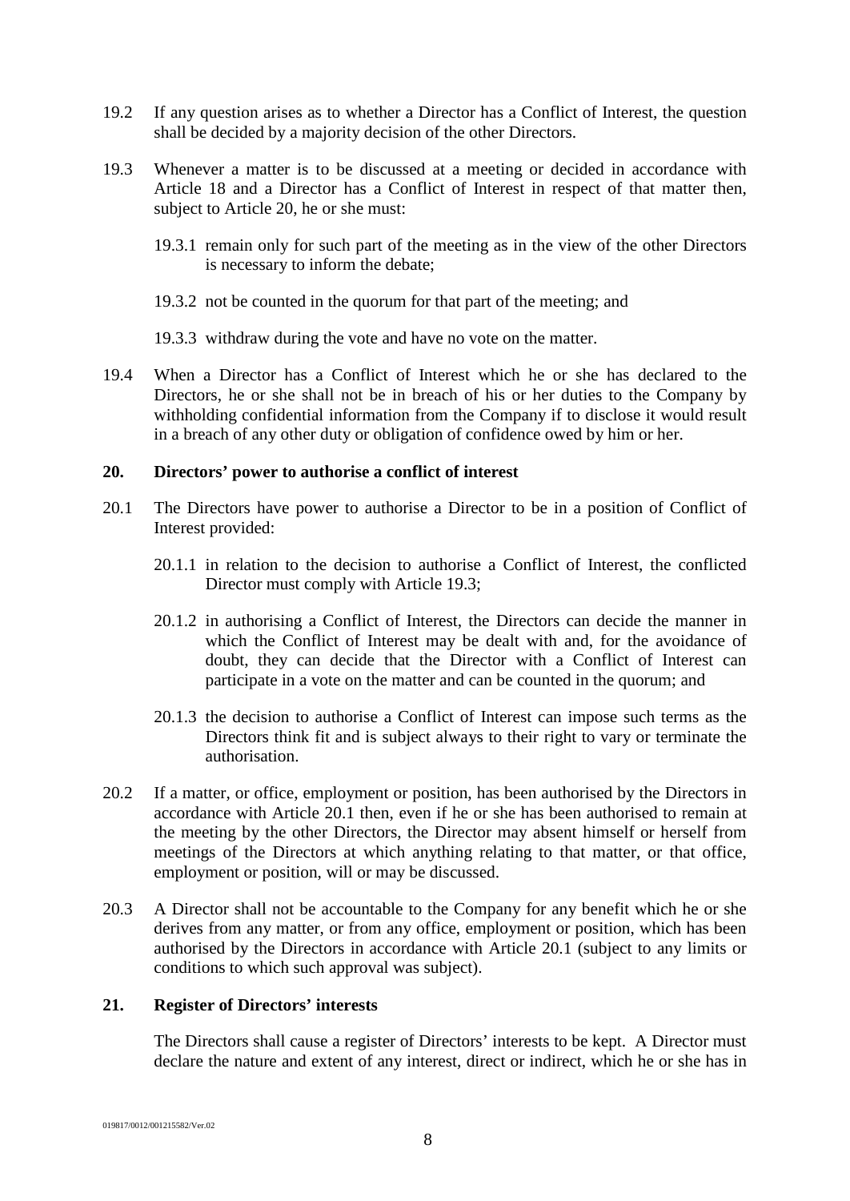19.2 If any question arises as to whether a Director has a Conflict of Interest, the question shall be decided by a majority decision of the other Directors.

19.3 Whenever a matter is to be discussed at a meeting or decided in accordance with Article 18 and a Director has a Conflict of Interest in respect of that matter then, subject to Article 20, he or she must:

19.3.1 remain only for such part of the meeting as in the view of the other Directors is necessary to inform the debate;

19.3.2 not be counted in the quorum for that part of the meeting; and

19.3.3 withdraw during the vote and have no vote on the matter.

19.4 When a Director has a Conflict of Interest which he or she has declared to the Directors, he or she shall not be in breach of his or her duties to the Company by withholding confidential information from the Company if to disclose it would result in a breach of any other duty or obligation of confidence owed by him or her.

## 20. Directors' power to authorise a conflict of interest

20.1 The Directors have power to authorise a Director to be in a position of Conflict of Interest provided:

20.1.1 in relation to the decision to authorise a Conflict of Interest, the conflicted Director must comply with Article 19.3;

20.1.2 in authorising a Conflict of Interest, the Directors can decide the manner in which the Conflict of Interest may be dealt with and, for the avoidance of doubt, they can decide that the Director with a Conflict of Interest can participate in a vote on the matter and can be counted in the quorum; and

20.1.3 the decision to authorise a Conflict of Interest can impose such terms as the Directors think fit and is subject always to their right to vary or terminate the authorisation.

20.2 If a matter, or office, employment or position, has been authorised by the Directors in accordance with Article 20.1 then, even if he or she has been authorised to remain at the meeting by the other Directors, the Director may absent himself or herself from meetings of the Directors at which anything relating to that matter, or that office, employment or position, will or may be discussed.

20.3 A Director shall not be accountable to the Company for any benefit which he or she derives from any matter, or from any office, employment or position, which has been authorised by the Directors in accordance with Article 20.1 (subject to any limits or conditions to which such approval was subject).

## 21. Register of Directors' interests

The Directors shall cause a register of Directors' interests to be kept. A Director must declare the nature and extent of any interest, direct or indirect, which he or she has in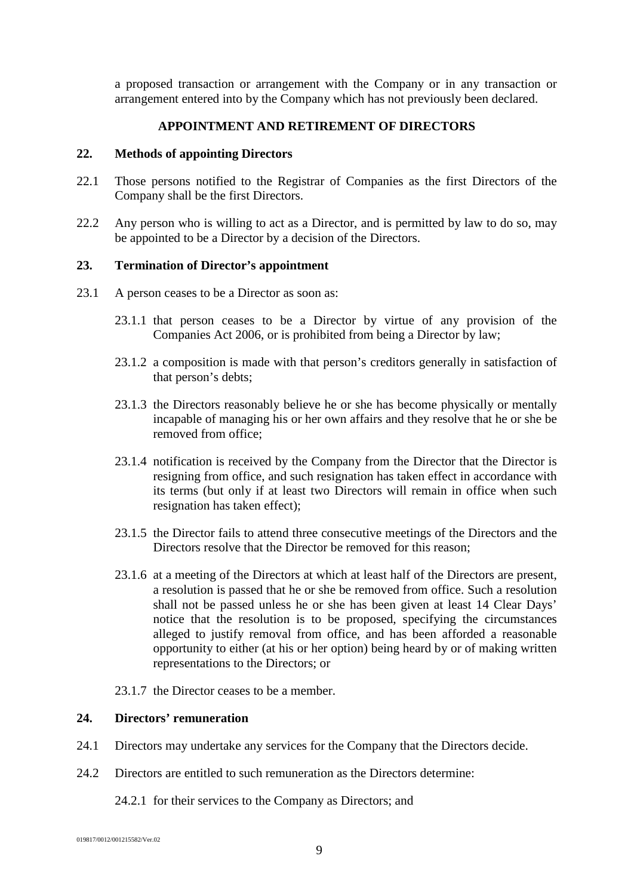a proposed transaction or arrangement with the Company or in any transaction or arrangement entered into by the Company which has not previously been declared.

## APPOINTMENT AND RETIREMENT OF DIRECTORS

### 22. Methods of appointing Directors

22.1 Those persons notified to the Registrar of Companies as the first Directors of the Company shall be the first Directors.

22.2 Any person who is willing to act as a Director, and is permitted by law to do so, may be appointed to be a Director by a decision of the Directors.

### 23. Termination of Director's appointment

23.1 A person ceases to be a Director as soon as:

23.1.1 that person ceases to be a Director by virtue of any provision of the Companies Act 2006, or is prohibited from being a Director by law;

23.1.2 a composition is made with that person's creditors generally in satisfaction of that person's debts;

23.1.3 the Directors reasonably believe he or she has become physically or mentally incapable of managing his or her own affairs and they resolve that he or she be removed from office;

23.1.4 notification is received by the Company from the Director that the Director is resigning from office, and such resignation has taken effect in accordance with its terms (but only if at least two Directors will remain in office when such resignation has taken effect);

23.1.5 the Director fails to attend three consecutive meetings of the Directors and the Directors resolve that the Director be removed for this reason;

23.1.6 at a meeting of the Directors at which at least half of the Directors are present, a resolution is passed that he or she be removed from office. Such a resolution shall not be passed unless he or she has been given at least 14 Clear Days' notice that the resolution is to be proposed, specifying the circumstances alleged to justify removal from office, and has been afforded a reasonable opportunity to either (at his or her option) being heard by or of making written representations to the Directors; or

23.1.7 the Director ceases to be a member.

### 24. Directors' remuneration

24.1 Directors may undertake any services for the Company that the Directors decide.

24.2 Directors are entitled to such remuneration as the Directors determine:

24.2.1 for their services to the Company as Directors; and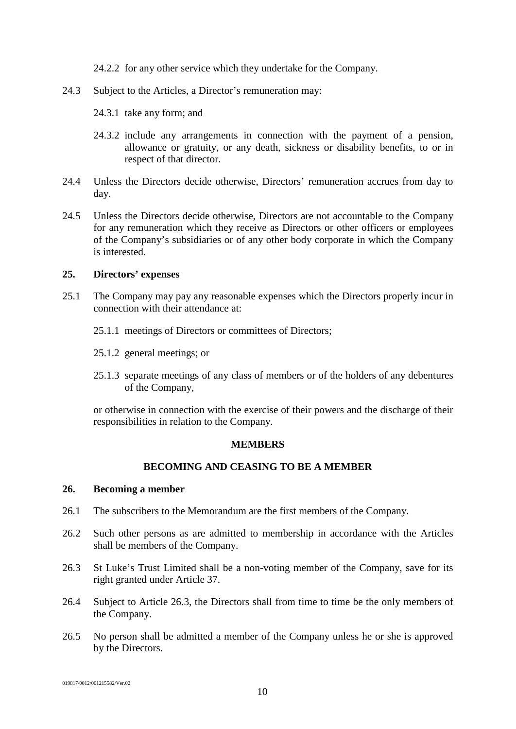24.2.2 for any other service which they undertake for the Company.

24.3 Subject to the Articles, a Director's remuneration may:

24.3.1 take any form; and

24.3.2 include any arrangements in connection with the payment of a pension, allowance or gratuity, or any death, sickness or disability benefits, to or in respect of that director.

24.4 Unless the Directors decide otherwise, Directors' remuneration accrues from day to day.

24.5 Unless the Directors decide otherwise, Directors are not accountable to the Company for any remuneration which they receive as Directors or other officers or employees of the Company's subsidiaries or of any other body corporate in which the Company is interested.

**25. Directors' expenses**

25.1 The Company may pay any reasonable expenses which the Directors properly incur in connection with their attendance at:

25.1.1 meetings of Directors or committees of Directors;

25.1.2 general meetings; or

25.1.3 separate meetings of any class of members or of the holders of any debentures of the Company,

or otherwise in connection with the exercise of their powers and the discharge of their responsibilities in relation to the Company.

**MEMBERS**

**BECOMING AND CEASING TO BE A MEMBER**

**26. Becoming a member**

26.1 The subscribers to the Memorandum are the first members of the Company.

26.2 Such other persons as are admitted to membership in accordance with the Articles shall be members of the Company.

26.3 St Luke's Trust Limited shall be a non-voting member of the Company, save for its right granted under Article 37.

26.4 Subject to Article 26.3, the Directors shall from time to time be the only members of the Company.

26.5 No person shall be admitted a member of the Company unless he or she is approved by the Directors.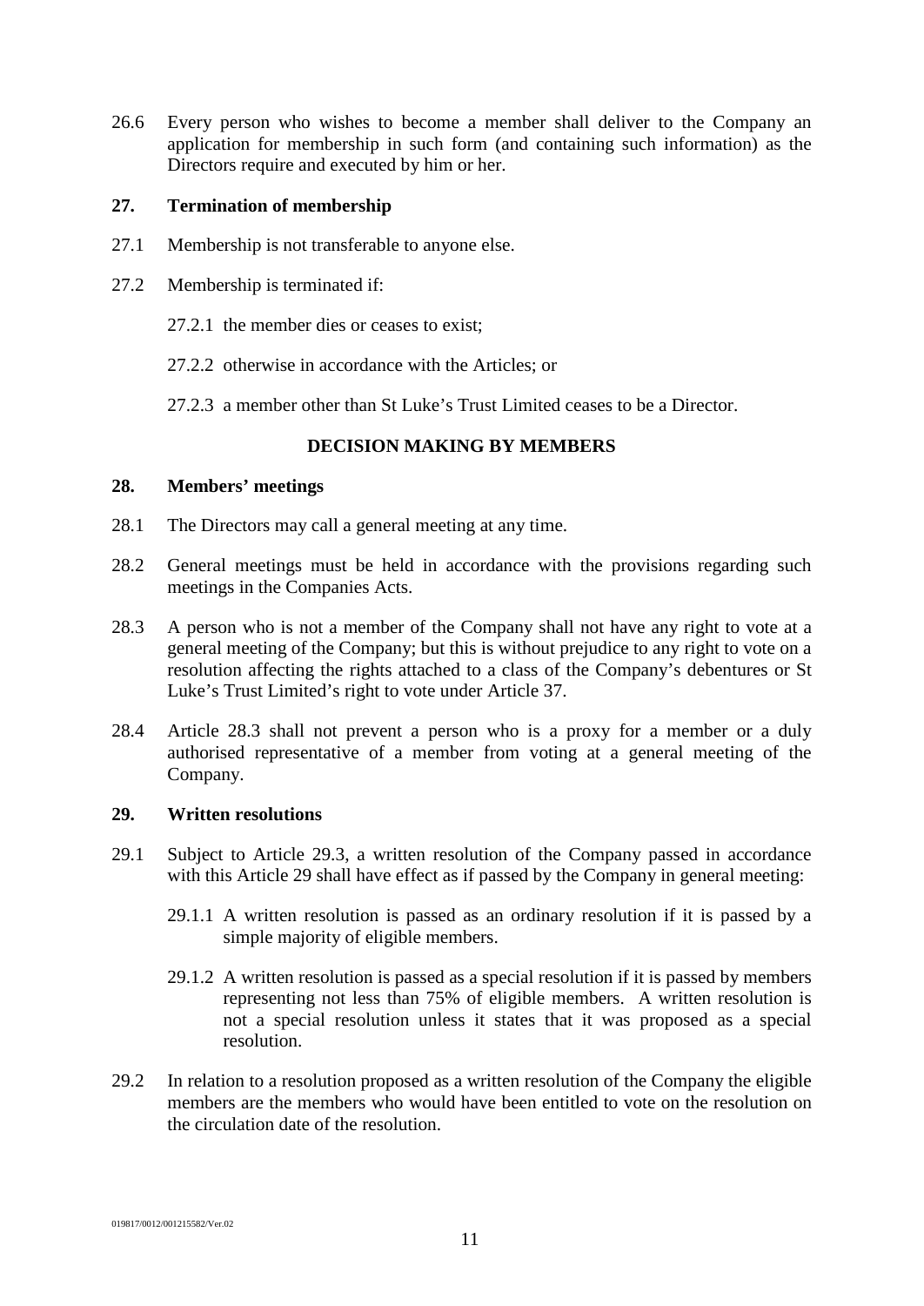26.6 Every person who wishes to become a member shall deliver to the Company an application for membership in such form (and containing such information) as the Directors require and executed by him or her.

### 27. Termination of membership

27.1 Membership is not transferable to anyone else.

27.2 Membership is terminated if:

27.2.1 the member dies or ceases to exist;

27.2.2 otherwise in accordance with the Articles; or

27.2.3 a member other than St Luke's Trust Limited ceases to be a Director.

## DECISION MAKING BY MEMBERS

### 28. Members' meetings

28.1 The Directors may call a general meeting at any time.

28.2 General meetings must be held in accordance with the provisions regarding such meetings in the Companies Acts.

28.3 A person who is not a member of the Company shall not have any right to vote at a general meeting of the Company; but this is without prejudice to any right to vote on a resolution affecting the rights attached to a class of the Company's debentures or St Luke's Trust Limited's right to vote under Article 37.

28.4 Article 28.3 shall not prevent a person who is a proxy for a member or a duly authorised representative of a member from voting at a general meeting of the Company.

### 29. Written resolutions

29.1 Subject to Article 29.3, a written resolution of the Company passed in accordance with this Article 29 shall have effect as if passed by the Company in general meeting:

29.1.1 A written resolution is passed as an ordinary resolution if it is passed by a simple majority of eligible members.

29.1.2 A written resolution is passed as a special resolution if it is passed by members representing not less than 75% of eligible members. A written resolution is not a special resolution unless it states that it was proposed as a special resolution.

29.2 In relation to a resolution proposed as a written resolution of the Company the eligible members are the members who would have been entitled to vote on the resolution on the circulation date of the resolution.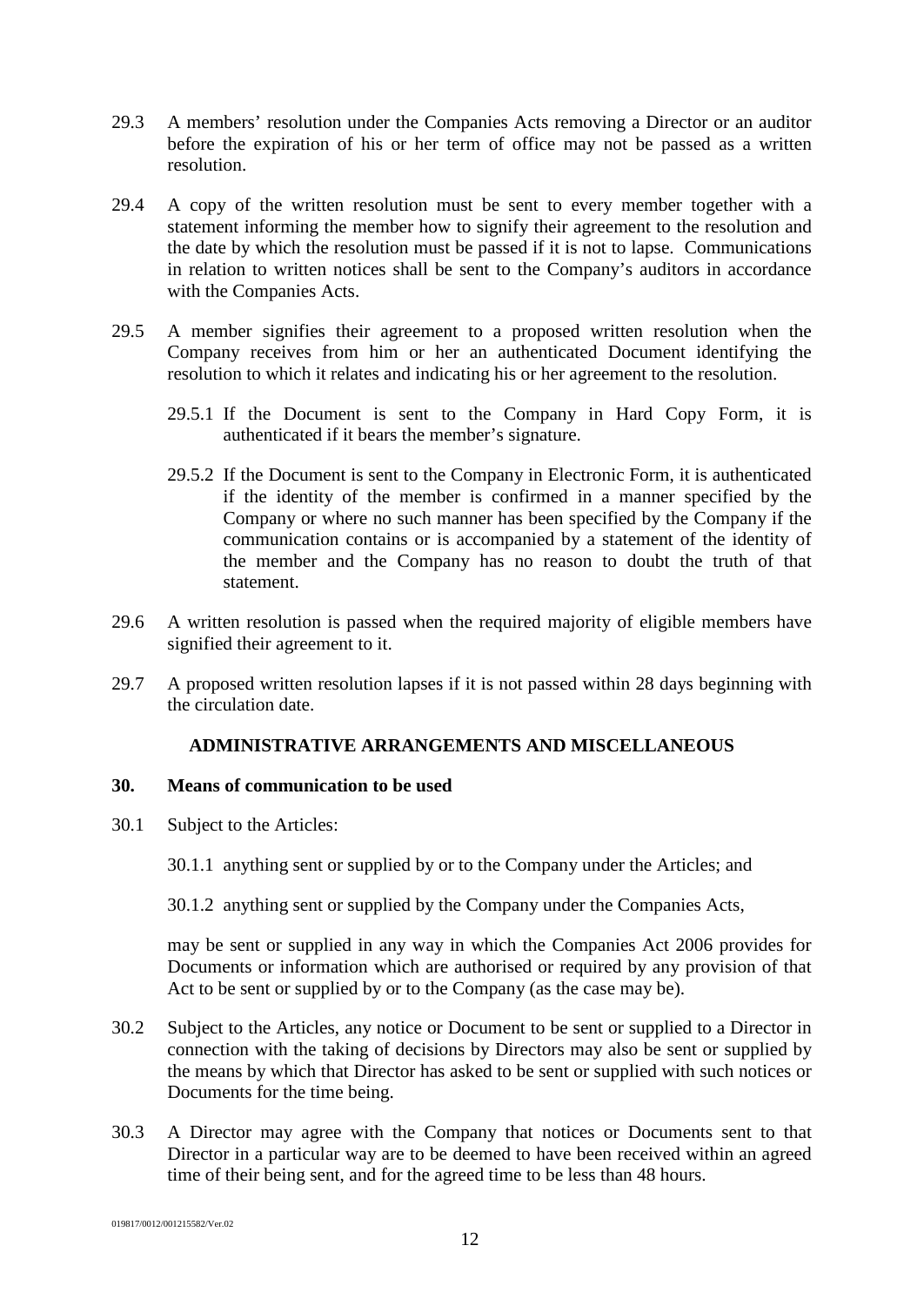29.3 A members' resolution under the Companies Acts removing a Director or an auditor before the expiration of his or her term of office may not be passed as a written resolution.

29.4 A copy of the written resolution must be sent to every member together with a statement informing the member how to signify their agreement to the resolution and the date by which the resolution must be passed if it is not to lapse. Communications in relation to written notices shall be sent to the Company's auditors in accordance with the Companies Acts.

29.5 A member signifies their agreement to a proposed written resolution when the Company receives from him or her an authenticated Document identifying the resolution to which it relates and indicating his or her agreement to the resolution.

29.5.1 If the Document is sent to the Company in Hard Copy Form, it is authenticated if it bears the member's signature.

29.5.2 If the Document is sent to the Company in Electronic Form, it is authenticated if the identity of the member is confirmed in a manner specified by the Company or where no such manner has been specified by the Company if the communication contains or is accompanied by a statement of the identity of the member and the Company has no reason to doubt the truth of that statement.

29.6 A written resolution is passed when the required majority of eligible members have signified their agreement to it.

29.7 A proposed written resolution lapses if it is not passed within 28 days beginning with the circulation date.

## ADMINISTRATIVE ARRANGEMENTS AND MISCELLANEOUS

### 30. Means of communication to be used

30.1 Subject to the Articles:

30.1.1 anything sent or supplied by or to the Company under the Articles; and

30.1.2 anything sent or supplied by the Company under the Companies Acts,

may be sent or supplied in any way in which the Companies Act 2006 provides for Documents or information which are authorised or required by any provision of that Act to be sent or supplied by or to the Company (as the case may be).

30.2 Subject to the Articles, any notice or Document to be sent or supplied to a Director in connection with the taking of decisions by Directors may also be sent or supplied by the means by which that Director has asked to be sent or supplied with such notices or Documents for the time being.

30.3 A Director may agree with the Company that notices or Documents sent to that Director in a particular way are to be deemed to have been received within an agreed time of their being sent, and for the agreed time to be less than 48 hours.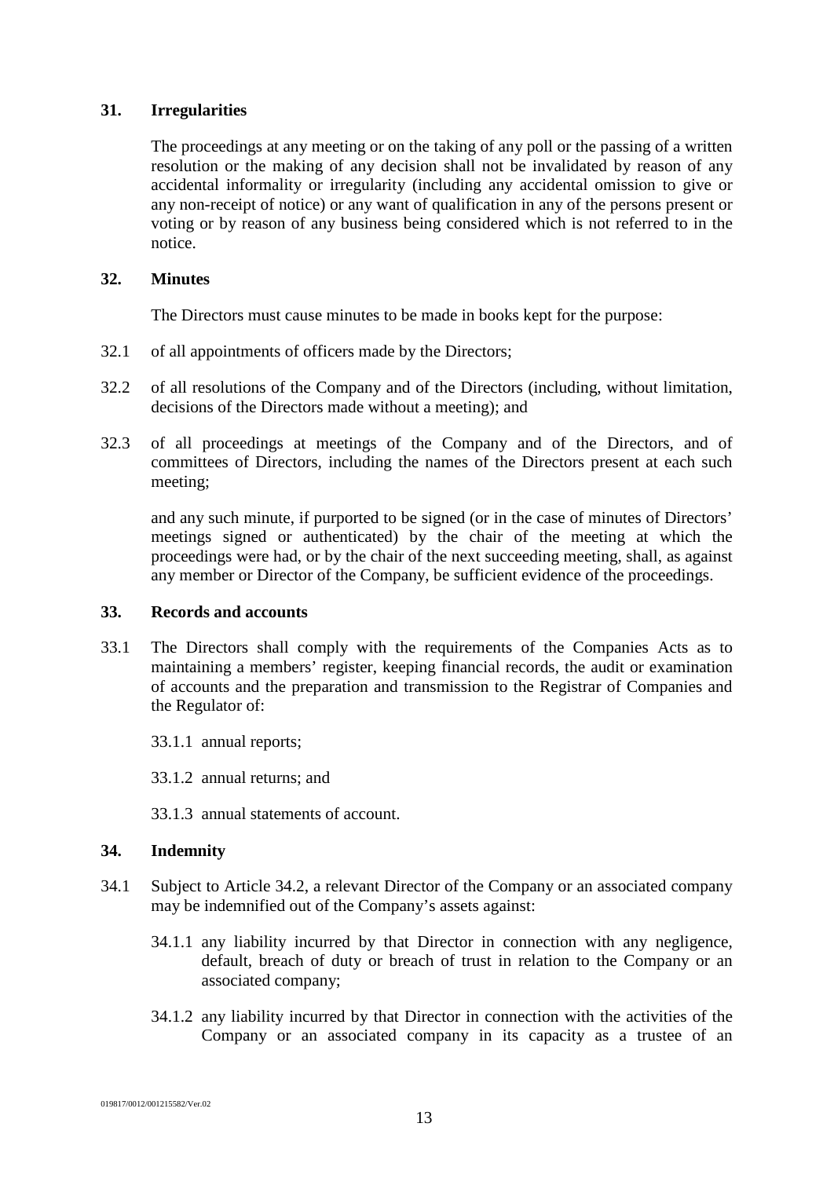## 31. Irregularities

The proceedings at any meeting or on the taking of any poll or the passing of a written resolution or the making of any decision shall not be invalidated by reason of any accidental informality or irregularity (including any accidental omission to give or any non-receipt of notice) or any want of qualification in any of the persons present or voting or by reason of any business being considered which is not referred to in the notice.

## 32. Minutes

The Directors must cause minutes to be made in books kept for the purpose:

32.1 of all appointments of officers made by the Directors;

32.2 of all resolutions of the Company and of the Directors (including, without limitation, decisions of the Directors made without a meeting); and

32.3 of all proceedings at meetings of the Company and of the Directors, and of committees of Directors, including the names of the Directors present at each such meeting;

and any such minute, if purported to be signed (or in the case of minutes of Directors' meetings signed or authenticated) by the chair of the meeting at which the proceedings were had, or by the chair of the next succeeding meeting, shall, as against any member or Director of the Company, be sufficient evidence of the proceedings.

## 33. Records and accounts

33.1 The Directors shall comply with the requirements of the Companies Acts as to maintaining a members' register, keeping financial records, the audit or examination of accounts and the preparation and transmission to the Registrar of Companies and the Regulator of:

33.1.1 annual reports;

33.1.2 annual returns; and

33.1.3 annual statements of account.

## 34. Indemnity

34.1 Subject to Article 34.2, a relevant Director of the Company or an associated company may be indemnified out of the Company's assets against:

34.1.1 any liability incurred by that Director in connection with any negligence, default, breach of duty or breach of trust in relation to the Company or an associated company;

34.1.2 any liability incurred by that Director in connection with the activities of the Company or an associated company in its capacity as a trustee of an

019817/0012/001215582/Ver.02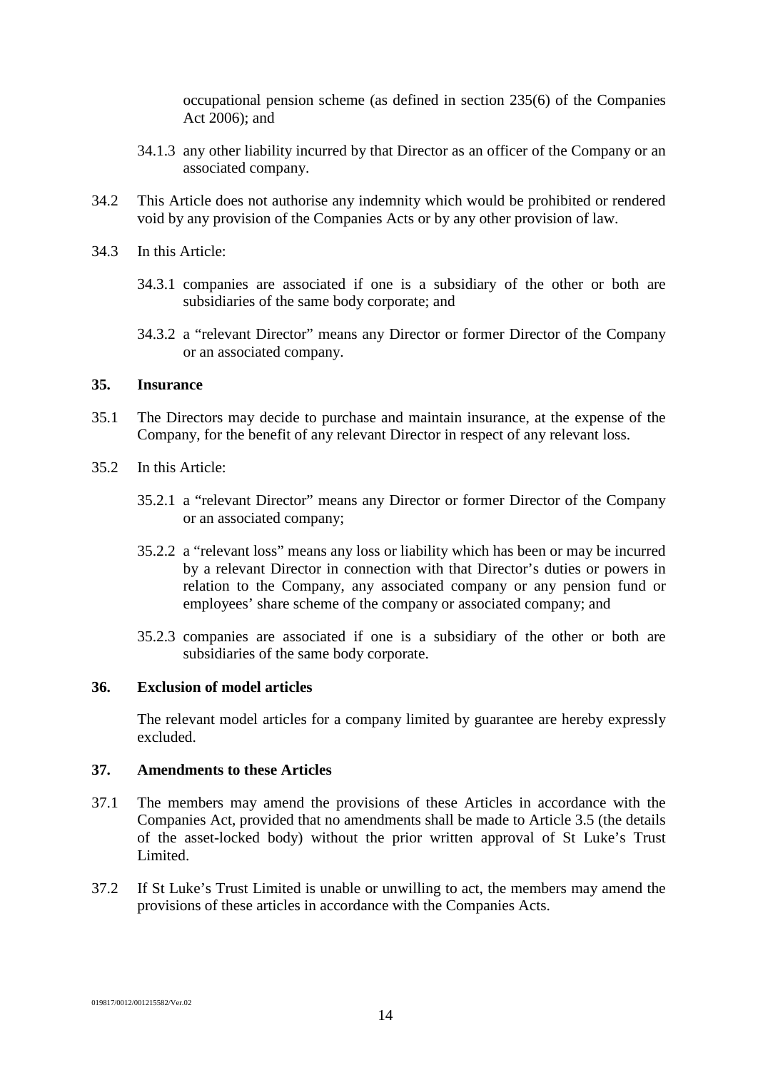occupational pension scheme (as defined in section 235(6) of the Companies Act 2006); and

34.1.3 any other liability incurred by that Director as an officer of the Company or an associated company.

34.2 This Article does not authorise any indemnity which would be prohibited or rendered void by any provision of the Companies Acts or by any other provision of law.

34.3 In this Article:

34.3.1 companies are associated if one is a subsidiary of the other or both are subsidiaries of the same body corporate; and

34.3.2 a "relevant Director" means any Director or former Director of the Company or an associated company.

### 35. Insurance

35.1 The Directors may decide to purchase and maintain insurance, at the expense of the Company, for the benefit of any relevant Director in respect of any relevant loss.

35.2 In this Article:

35.2.1 a "relevant Director" means any Director or former Director of the Company or an associated company;

35.2.2 a "relevant loss" means any loss or liability which has been or may be incurred by a relevant Director in connection with that Director's duties or powers in relation to the Company, any associated company or any pension fund or employees' share scheme of the company or associated company; and

35.2.3 companies are associated if one is a subsidiary of the other or both are subsidiaries of the same body corporate.

### 36. Exclusion of model articles

The relevant model articles for a company limited by guarantee are hereby expressly excluded.

### 37. Amendments to these Articles

37.1 The members may amend the provisions of these Articles in accordance with the Companies Act, provided that no amendments shall be made to Article 3.5 (the details of the asset-locked body) without the prior written approval of St Luke's Trust Limited.

37.2 If St Luke's Trust Limited is unable or unwilling to act, the members may amend the provisions of these articles in accordance with the Companies Acts.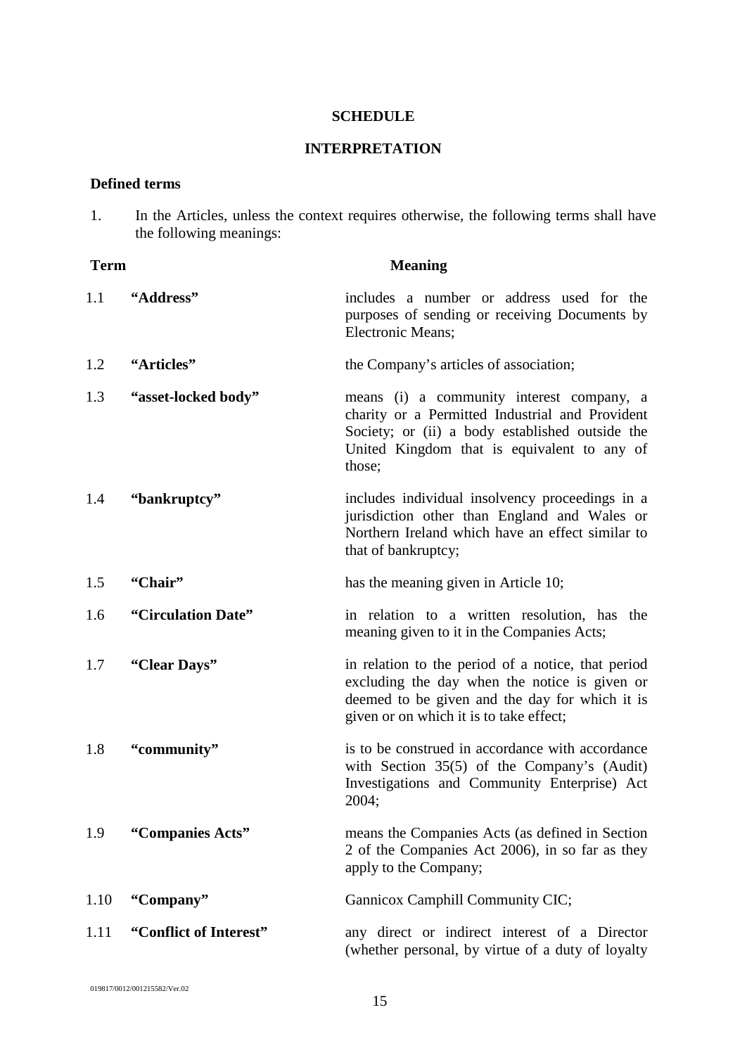**SCHEDULE**

**INTERPRETATION**

**Defined terms**

1. In the Articles, unless the context requires otherwise, the following terms shall have the following meanings:

| **Term** | | **Meaning** |
|---|---|---|
| 1.1 | **"Address"** | includes a number or address used for the purposes of sending or receiving Documents by Electronic Means; |
| 1.2 | **"Articles"** | the Company's articles of association; |
| 1.3 | **"asset-locked body"** | means (i) a community interest company, a charity or a Permitted Industrial and Provident Society; or (ii) a body established outside the United Kingdom that is equivalent to any of those; |
| 1.4 | **"bankruptcy"** | includes individual insolvency proceedings in a jurisdiction other than England and Wales or Northern Ireland which have an effect similar to that of bankruptcy; |
| 1.5 | **"Chair"** | has the meaning given in Article 10; |
| 1.6 | **"Circulation Date"** | in relation to a written resolution, has the meaning given to it in the Companies Acts; |
| 1.7 | **"Clear Days"** | in relation to the period of a notice, that period excluding the day when the notice is given or deemed to be given and the day for which it is given or on which it is to take effect; |
| 1.8 | **"community"** | is to be construed in accordance with accordance with Section 35(5) of the Company's (Audit) Investigations and Community Enterprise) Act 2004; |
| 1.9 | **"Companies Acts"** | means the Companies Acts (as defined in Section 2 of the Companies Act 2006), in so far as they apply to the Company; |
| 1.10 | **"Company"** | Gannicox Camphill Community CIC; |
| 1.11 | **"Conflict of Interest"** | any direct or indirect interest of a Director (whether personal, by virtue of a duty of loyalty |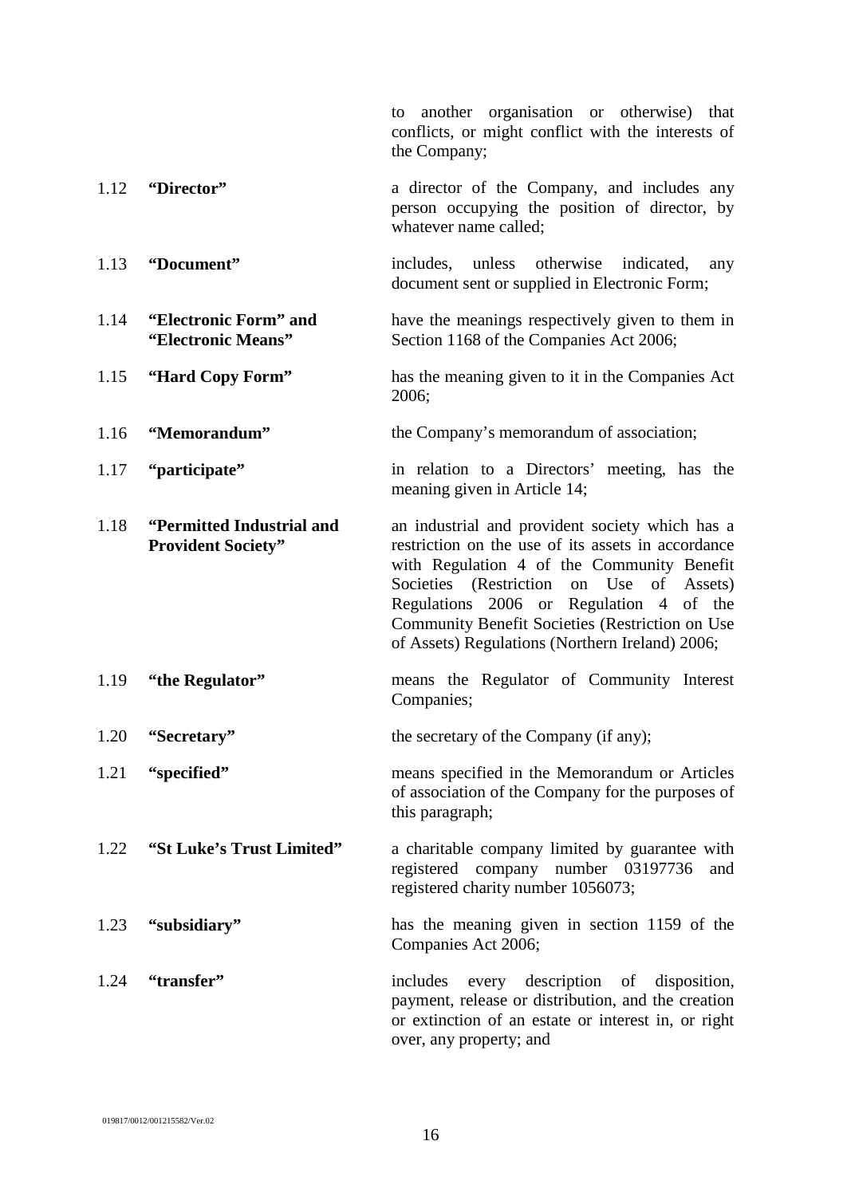to another organisation or otherwise) that conflicts, or might conflict with the interests of the Company;

| | | |
|---|---|---|
| 1.12 | **"Director"** | a director of the Company, and includes any person occupying the position of director, by whatever name called; |
| 1.13 | **"Document"** | includes, unless otherwise indicated, any document sent or supplied in Electronic Form; |
| 1.14 | **"Electronic Form" and "Electronic Means"** | have the meanings respectively given to them in Section 1168 of the Companies Act 2006; |
| 1.15 | **"Hard Copy Form"** | has the meaning given to it in the Companies Act 2006; |
| 1.16 | **"Memorandum"** | the Company's memorandum of association; |
| 1.17 | **"participate"** | in relation to a Directors' meeting, has the meaning given in Article 14; |
| 1.18 | **"Permitted Industrial and Provident Society"** | an industrial and provident society which has a restriction on the use of its assets in accordance with Regulation 4 of the Community Benefit Societies (Restriction on Use of Assets) Regulations 2006 or Regulation 4 of the Community Benefit Societies (Restriction on Use of Assets) Regulations (Northern Ireland) 2006; |
| 1.19 | **"the Regulator"** | means the Regulator of Community Interest Companies; |
| 1.20 | **"Secretary"** | the secretary of the Company (if any); |
| 1.21 | **"specified"** | means specified in the Memorandum or Articles of association of the Company for the purposes of this paragraph; |
| 1.22 | **"St Luke's Trust Limited"** | a charitable company limited by guarantee with registered company number 03197736 and registered charity number 1056073; |
| 1.23 | **"subsidiary"** | has the meaning given in section 1159 of the Companies Act 2006; |
| 1.24 | **"transfer"** | includes every description of disposition, payment, release or distribution, and the creation or extinction of an estate or interest in, or right over, any property; and |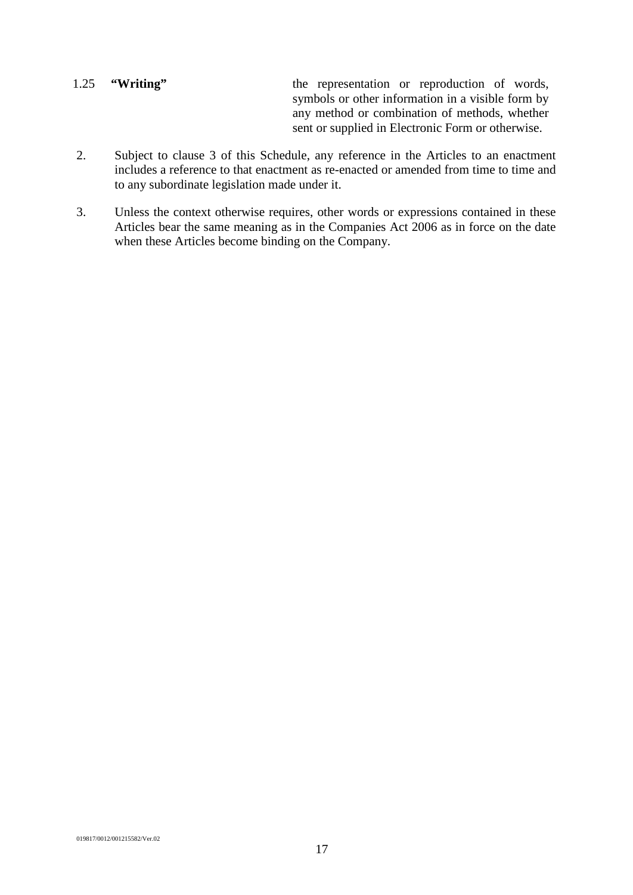1.25 **"Writing"** the representation or reproduction of words, symbols or other information in a visible form by any method or combination of methods, whether sent or supplied in Electronic Form or otherwise.

2. Subject to clause 3 of this Schedule, any reference in the Articles to an enactment includes a reference to that enactment as re-enacted or amended from time to time and to any subordinate legislation made under it.

3. Unless the context otherwise requires, other words or expressions contained in these Articles bear the same meaning as in the Companies Act 2006 as in force on the date when these Articles become binding on the Company.